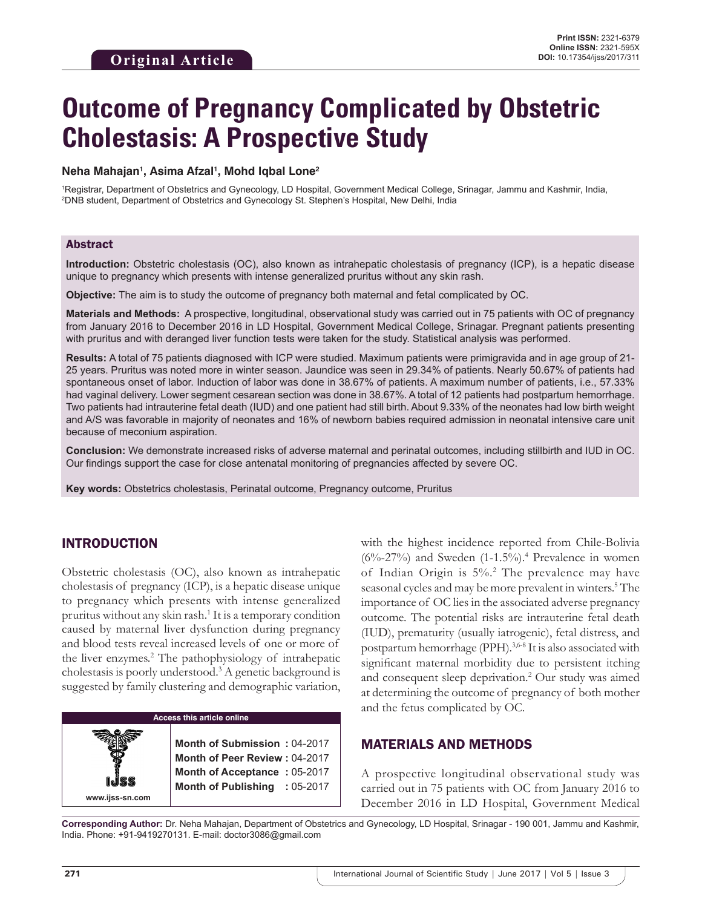Original Article

**Print ISSN:** 2321-6379
**Online ISSN:** 2321-595X
**DOI:** 10.17354/ijss/2017/311

# Outcome of Pregnancy Complicated by Obstetric Cholestasis: A Prospective Study

**Neha Mahajan[1], Asima Afzal[1], Mohd Iqbal Lone[2]**

[1]Registrar, Department of Obstetrics and Gynecology, LD Hospital, Government Medical College, Srinagar, Jammu and Kashmir, India, [2]DNB student, Department of Obstetrics and Gynecology St. Stephen's Hospital, New Delhi, India

## Abstract

**Introduction:** Obstetric cholestasis (OC), also known as intrahepatic cholestasis of pregnancy (ICP), is a hepatic disease unique to pregnancy which presents with intense generalized pruritus without any skin rash.

**Objective:** The aim is to study the outcome of pregnancy both maternal and fetal complicated by OC.

**Materials and Methods:** A prospective, longitudinal, observational study was carried out in 75 patients with OC of pregnancy from January 2016 to December 2016 in LD Hospital, Government Medical College, Srinagar. Pregnant patients presenting with pruritus and with deranged liver function tests were taken for the study. Statistical analysis was performed.

**Results:** A total of 75 patients diagnosed with ICP were studied. Maximum patients were primigravida and in age group of 21-25 years. Pruritus was noted more in winter season. Jaundice was seen in 29.34% of patients. Nearly 50.67% of patients had spontaneous onset of labor. Induction of labor was done in 38.67% of patients. A maximum number of patients, i.e., 57.33% had vaginal delivery. Lower segment cesarean section was done in 38.67%. A total of 12 patients had postpartum hemorrhage. Two patients had intrauterine fetal death (IUD) and one patient had still birth. About 9.33% of the neonates had low birth weight and A/S was favorable in majority of neonates and 16% of newborn babies required admission in neonatal intensive care unit because of meconium aspiration.

**Conclusion:** We demonstrate increased risks of adverse maternal and perinatal outcomes, including stillbirth and IUD in OC. Our findings support the case for close antenatal monitoring of pregnancies affected by severe OC.

**Key words:** Obstetrics cholestasis, Perinatal outcome, Pregnancy outcome, Pruritus

## INTRODUCTION

Obstetric cholestasis (OC), also known as intrahepatic cholestasis of pregnancy (ICP), is a hepatic disease unique to pregnancy which presents with intense generalized pruritus without any skin rash.[1] It is a temporary condition caused by maternal liver dysfunction during pregnancy and blood tests reveal increased levels of one or more of the liver enzymes.[2] The pathophysiology of intrahepatic cholestasis is poorly understood.[3] A genetic background is suggested by family clustering and demographic variation, with the highest incidence reported from Chile-Bolivia (6%-27%) and Sweden (1-1.5%).[4] Prevalence in women of Indian Origin is 5%.[2] The prevalence may have seasonal cycles and may be more prevalent in winters.[5] The importance of OC lies in the associated adverse pregnancy outcome. The potential risks are intrauterine fetal death (IUD), prematurity (usually iatrogenic), fetal distress, and postpartum hemorrhage (PPH).[3,6-8] It is also associated with significant maternal morbidity due to persistent itching and consequent sleep deprivation.[2] Our study was aimed at determining the outcome of pregnancy of both mother and the fetus complicated by OC.

| Access this article online | |
|---|---|
| www.ijss-sn.com | **Month of Submission :** 04-2017<br>**Month of Peer Review :** 04-2017<br>**Month of Acceptance :** 05-2017<br>**Month of Publishing :** 05-2017 |

## MATERIALS AND METHODS

A prospective longitudinal observational study was carried out in 75 patients with OC from January 2016 to December 2016 in LD Hospital, Government Medical

**Corresponding Author:** Dr. Neha Mahajan, Department of Obstetrics and Gynecology, LD Hospital, Srinagar - 190 001, Jammu and Kashmir, India. Phone: +91-9419270131. E-mail: doctor3086@gmail.com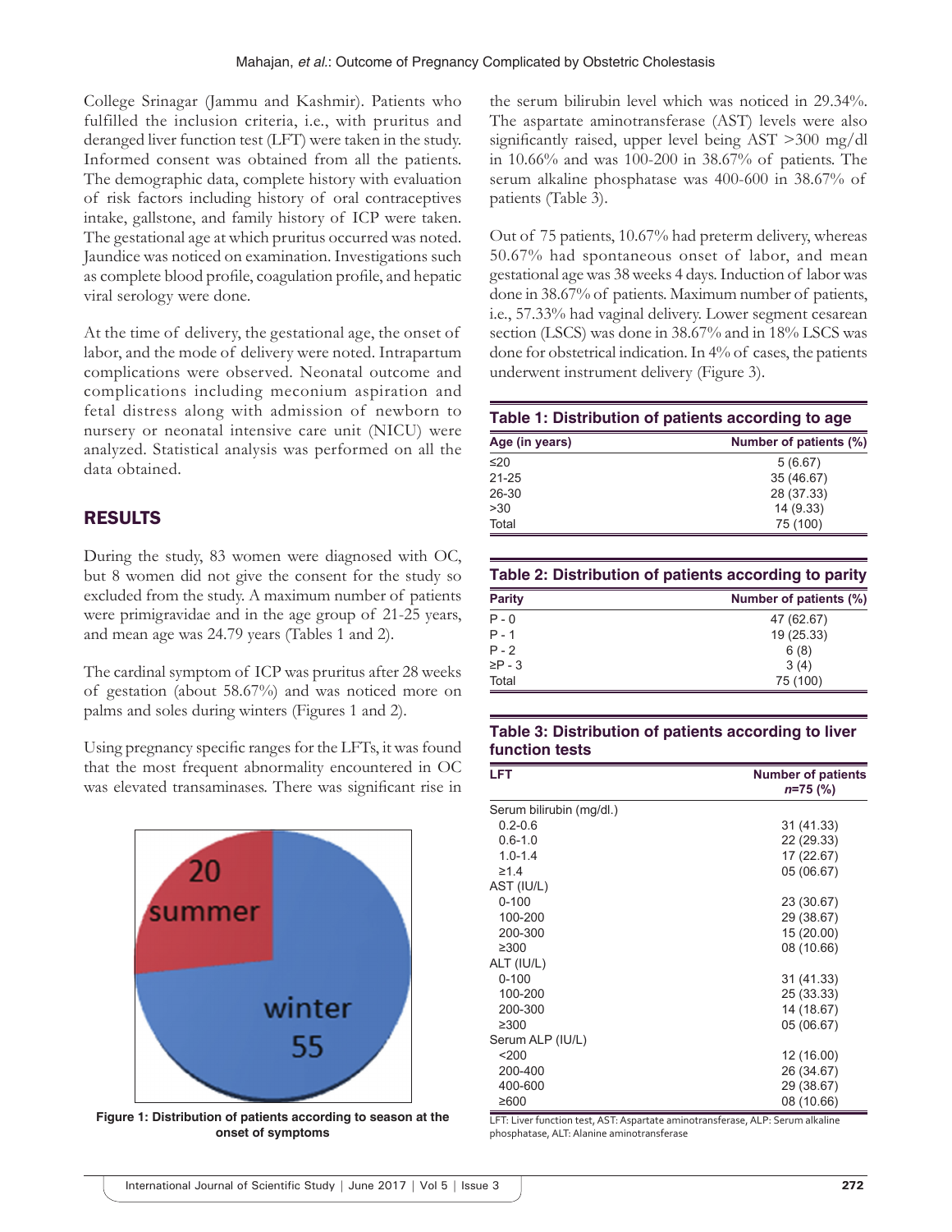College Srinagar (Jammu and Kashmir). Patients who fulfilled the inclusion criteria, i.e., with pruritus and deranged liver function test (LFT) were taken in the study. Informed consent was obtained from all the patients. The demographic data, complete history with evaluation of risk factors including history of oral contraceptives intake, gallstone, and family history of ICP were taken. The gestational age at which pruritus occurred was noted. Jaundice was noticed on examination. Investigations such as complete blood profile, coagulation profile, and hepatic viral serology were done.

At the time of delivery, the gestational age, the onset of labor, and the mode of delivery were noted. Intrapartum complications were observed. Neonatal outcome and complications including meconium aspiration and fetal distress along with admission of newborn to nursery or neonatal intensive care unit (NICU) were analyzed. Statistical analysis was performed on all the data obtained.

## RESULTS

During the study, 83 women were diagnosed with OC, but 8 women did not give the consent for the study so excluded from the study. A maximum number of patients were primigravidae and in the age group of 21-25 years, and mean age was 24.79 years (Tables 1 and 2).

The cardinal symptom of ICP was pruritus after 28 weeks of gestation (about 58.67%) and was noticed more on palms and soles during winters (Figures 1 and 2).

Using pregnancy specific ranges for the LFTs, it was found that the most frequent abnormality encountered in OC was elevated transaminases. There was significant rise in the serum bilirubin level which was noticed in 29.34%. The aspartate aminotransferase (AST) levels were also significantly raised, upper level being AST >300 mg/dl in 10.66% and was 100-200 in 38.67% of patients. The serum alkaline phosphatase was 400-600 in 38.67% of patients (Table 3).

Out of 75 patients, 10.67% had preterm delivery, whereas 50.67% had spontaneous onset of labor, and mean gestational age was 38 weeks 4 days. Induction of labor was done in 38.67% of patients. Maximum number of patients, i.e., 57.33% had vaginal delivery. Lower segment cesarean section (LSCS) was done in 38.67% and in 18% LSCS was done for obstetrical indication. In 4% of cases, the patients underwent instrument delivery (Figure 3).

20 summer

winter 55

**Figure 1: Distribution of patients according to season at the onset of symptoms**

**Table 1: Distribution of patients according to age**

| Age (in years) | Number of patients (%) |
|---|---|
| ≤20 | 5 (6.67) |
| 21-25 | 35 (46.67) |
| 26-30 | 28 (37.33) |
| >30 | 14 (9.33) |
| Total | 75 (100) |

**Table 2: Distribution of patients according to parity**

| Parity | Number of patients (%) |
|---|---|
| P - 0 | 47 (62.67) |
| P - 1 | 19 (25.33) |
| P - 2 | 6 (8) |
| ≥P - 3 | 3 (4) |
| Total | 75 (100) |

**Table 3: Distribution of patients according to liver function tests**

| LFT | Number of patients *n*=75 (%) |
|---|---|
| Serum bilirubin (mg/dl.) | |
| 0.2-0.6 | 31 (41.33) |
| 0.6-1.0 | 22 (29.33) |
| 1.0-1.4 | 17 (22.67) |
| ≥1.4 | 05 (06.67) |
| AST (IU/L) | |
| 0-100 | 23 (30.67) |
| 100-200 | 29 (38.67) |
| 200-300 | 15 (20.00) |
| ≥300 | 08 (10.66) |
| ALT (IU/L) | |
| 0-100 | 31 (41.33) |
| 100-200 | 25 (33.33) |
| 200-300 | 14 (18.67) |
| ≥300 | 05 (06.67) |
| Serum ALP (IU/L) | |
| <200 | 12 (16.00) |
| 200-400 | 26 (34.67) |
| 400-600 | 29 (38.67) |
| ≥600 | 08 (10.66) |

LFT: Liver function test, AST: Aspartate aminotransferase, ALP: Serum alkaline phosphatase, ALT: Alanine aminotransferase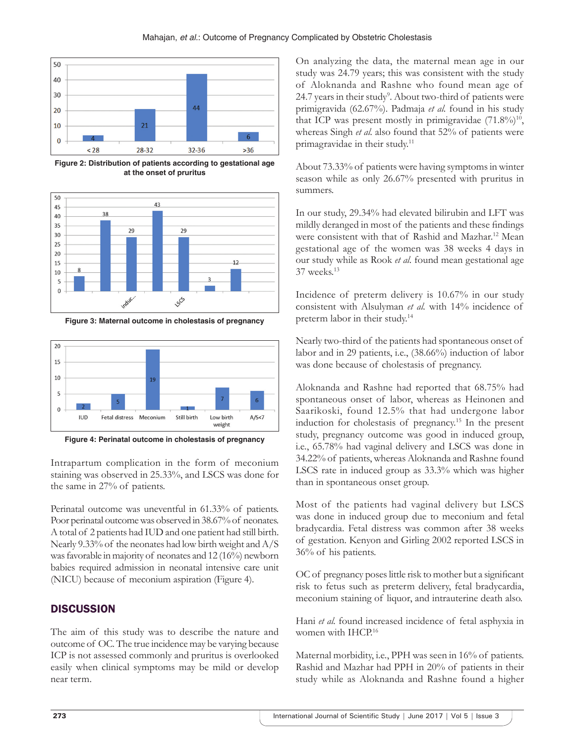Figure 2: Distribution of patients according to gestational age at the onset of pruritus

Figure 3: Maternal outcome in cholestasis of pregnancy

Figure 4: Perinatal outcome in cholestasis of pregnancy

Intrapartum complication in the form of meconium staining was observed in 25.33%, and LSCS was done for the same in 27% of patients.

Perinatal outcome was uneventful in 61.33% of patients. Poor perinatal outcome was observed in 38.67% of neonates. A total of 2 patients had IUD and one patient had still birth. Nearly 9.33% of the neonates had low birth weight and A/S was favorable in majority of neonates and 12 (16%) newborn babies required admission in neonatal intensive care unit (NICU) because of meconium aspiration (Figure 4).

## DISCUSSION

The aim of this study was to describe the nature and outcome of OC. The true incidence may be varying because ICP is not assessed commonly and pruritus is overlooked easily when clinical symptoms may be mild or develop near term.

On analyzing the data, the maternal mean age in our study was 24.79 years; this was consistent with the study of Aloknanda and Rashne who found mean age of 24.7 years in their study[9]. About two-third of patients were primigravida (62.67%). Padmaja *et al.* found in his study that ICP was present mostly in primigravidae (71.8%)[10], whereas Singh *et al.* also found that 52% of patients were primagravidae in their study.[11]

About 73.33% of patients were having symptoms in winter season while as only 26.67% presented with pruritus in summers.

In our study, 29.34% had elevated bilirubin and LFT was mildly deranged in most of the patients and these findings were consistent with that of Rashid and Mazhar.[12] Mean gestational age of the women was 38 weeks 4 days in our study while as Rook *et al.* found mean gestational age 37 weeks.[13]

Incidence of preterm delivery is 10.67% in our study consistent with Alsulyman *et al.* with 14% incidence of preterm labor in their study.[14]

Nearly two-third of the patients had spontaneous onset of labor and in 29 patients, i.e., (38.66%) induction of labor was done because of cholestasis of pregnancy.

Aloknanda and Rashne had reported that 68.75% had spontaneous onset of labor, whereas as Heinonen and Saarikoski, found 12.5% that had undergone labor induction for cholestasis of pregnancy.[15] In the present study, pregnancy outcome was good in induced group, i.e., 65.78% had vaginal delivery and LSCS was done in 34.22% of patients, whereas Aloknanda and Rashne found LSCS rate in induced group as 33.3% which was higher than in spontaneous onset group.

Most of the patients had vaginal delivery but LSCS was done in induced group due to meconium and fetal bradycardia. Fetal distress was common after 38 weeks of gestation. Kenyon and Girling 2002 reported LSCS in 36% of his patients.

OC of pregnancy poses little risk to mother but a significant risk to fetus such as preterm delivery, fetal bradycardia, meconium staining of liquor, and intrauterine death also.

Hani *et al.* found increased incidence of fetal asphyxia in women with IHCP.[16]

Maternal morbidity, i.e., PPH was seen in 16% of patients. Rashid and Mazhar had PPH in 20% of patients in their study while as Aloknanda and Rashne found a higher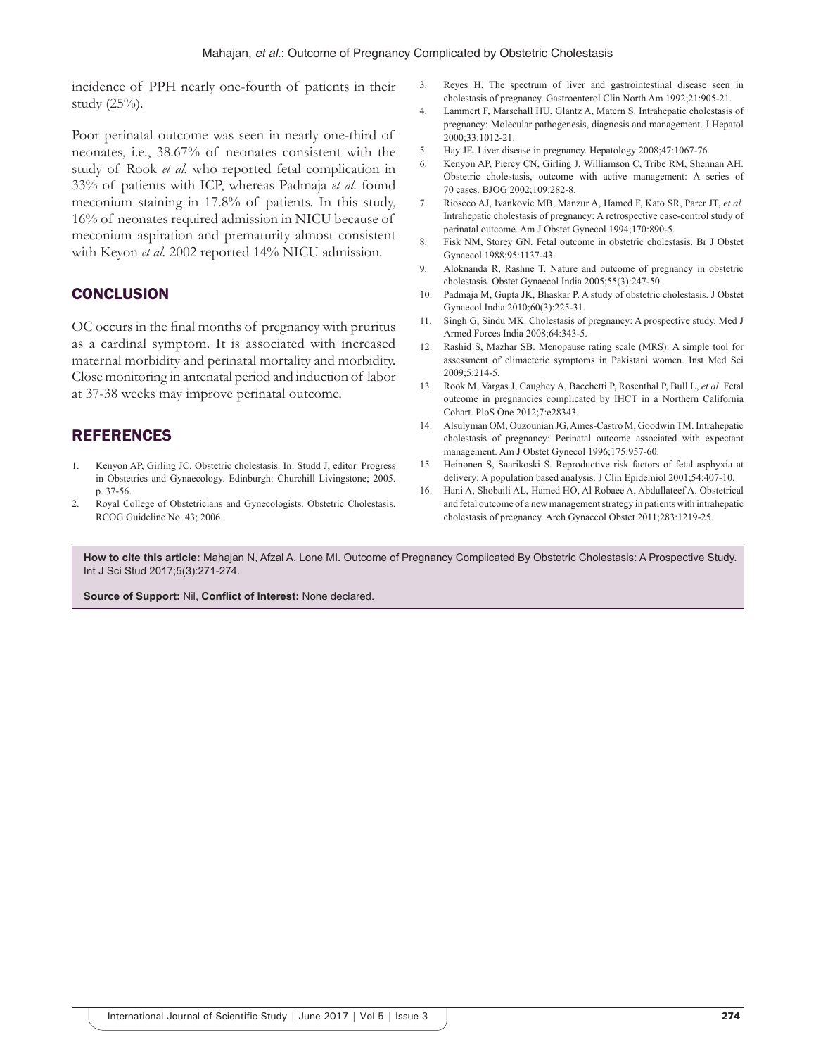incidence of PPH nearly one-fourth of patients in their study (25%).

Poor perinatal outcome was seen in nearly one-third of neonates, i.e., 38.67% of neonates consistent with the study of Rook *et al*. who reported fetal complication in 33% of patients with ICP, whereas Padmaja *et al*. found meconium staining in 17.8% of patients. In this study, 16% of neonates required admission in NICU because of meconium aspiration and prematurity almost consistent with Keyon *et al*. 2002 reported 14% NICU admission.

## CONCLUSION

OC occurs in the final months of pregnancy with pruritus as a cardinal symptom. It is associated with increased maternal morbidity and perinatal mortality and morbidity. Close monitoring in antenatal period and induction of labor at 37-38 weeks may improve perinatal outcome.

## REFERENCES

1. Kenyon AP, Girling JC. Obstetric cholestasis. In: Studd J, editor. Progress in Obstetrics and Gynaecology. Edinburgh: Churchill Livingstone; 2005. p. 37-56.
2. Royal College of Obstetricians and Gynecologists. Obstetric Cholestasis. RCOG Guideline No. 43; 2006.
3. Reyes H. The spectrum of liver and gastrointestinal disease seen in cholestasis of pregnancy. Gastroenterol Clin North Am 1992;21:905-21.
4. Lammert F, Marschall HU, Glantz A, Matern S. Intrahepatic cholestasis of pregnancy: Molecular pathogenesis, diagnosis and management. J Hepatol 2000;33:1012-21.
5. Hay JE. Liver disease in pregnancy. Hepatology 2008;47:1067-76.
6. Kenyon AP, Piercy CN, Girling J, Williamson C, Tribe RM, Shennan AH. Obstetric cholestasis, outcome with active management: A series of 70 cases. BJOG 2002;109:282-8.
7. Rioseco AJ, Ivankovic MB, Manzur A, Hamed F, Kato SR, Parer JT, *et al.* Intrahepatic cholestasis of pregnancy: A retrospective case-control study of perinatal outcome. Am J Obstet Gynecol 1994;170:890-5.
8. Fisk NM, Storey GN. Fetal outcome in obstetric cholestasis. Br J Obstet Gynaecol 1988;95:1137-43.
9. Aloknanda R, Rashne T. Nature and outcome of pregnancy in obstetric cholestasis. Obstet Gynaecol India 2005;55(3):247-50.
10. Padmaja M, Gupta JK, Bhaskar P. A study of obstetric cholestasis. J Obstet Gynaecol India 2010;60(3):225-31.
11. Singh G, Sindu MK. Cholestasis of pregnancy: A prospective study. Med J Armed Forces India 2008;64:343-5.
12. Rashid S, Mazhar SB. Menopause rating scale (MRS): A simple tool for assessment of climacteric symptoms in Pakistani women. Inst Med Sci 2009;5:214-5.
13. Rook M, Vargas J, Caughey A, Bacchetti P, Rosenthal P, Bull L, *et al*. Fetal outcome in pregnancies complicated by IHCT in a Northern California Cohart. PloS One 2012;7:e28343.
14. Alsulyman OM, Ouzounian JG, Ames-Castro M, Goodwin TM. Intrahepatic cholestasis of pregnancy: Perinatal outcome associated with expectant management. Am J Obstet Gynecol 1996;175:957-60.
15. Heinonen S, Saarikoski S. Reproductive risk factors of fetal asphyxia at delivery: A population based analysis. J Clin Epidemiol 2001;54:407-10.
16. Hani A, Shobaili AL, Hamed HO, Al Robaee A, Abdullateef A. Obstetrical and fetal outcome of a new management strategy in patients with intrahepatic cholestasis of pregnancy. Arch Gynaecol Obstet 2011;283:1219-25.

**How to cite this article:** Mahajan N, Afzal A, Lone MI. Outcome of Pregnancy Complicated By Obstetric Cholestasis: A Prospective Study. Int J Sci Stud 2017;5(3):271-274.

**Source of Support:** Nil, **Conflict of Interest:** None declared.